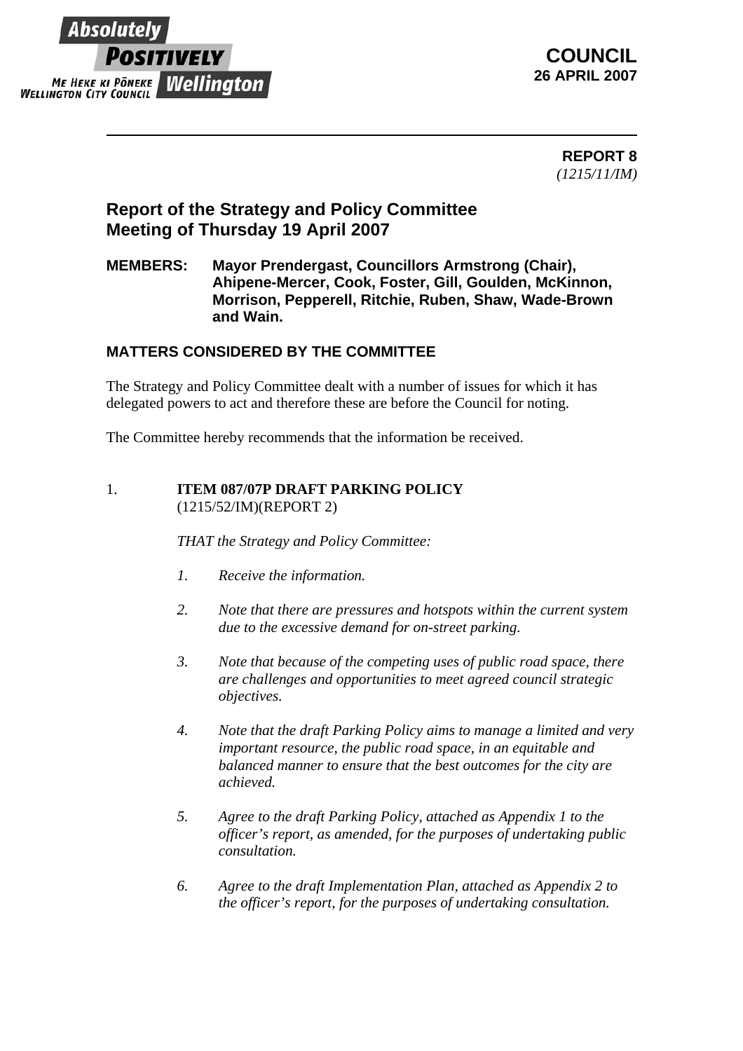Absolutely POSITIVELY Wellington
ME HEKE KI PŌNEKE
WELLINGTON CITY COUNCIL

**COUNCIL**
**26 APRIL 2007**

---

**REPORT 8**
*(1215/11/IM)*

## Report of the Strategy and Policy Committee Meeting of Thursday 19 April 2007

**MEMBERS:** **Mayor Prendergast, Councillors Armstrong (Chair), Ahipene-Mercer, Cook, Foster, Gill, Goulden, McKinnon, Morrison, Pepperell, Ritchie, Ruben, Shaw, Wade-Brown and Wain.**

### MATTERS CONSIDERED BY THE COMMITTEE

The Strategy and Policy Committee dealt with a number of issues for which it has delegated powers to act and therefore these are before the Council for noting.

The Committee hereby recommends that the information be received.

1. **ITEM 087/07P DRAFT PARKING POLICY**
(1215/52/IM)(REPORT 2)

*THAT the Strategy and Policy Committee:*

1. *Receive the information.*

2. *Note that there are pressures and hotspots within the current system due to the excessive demand for on-street parking.*

3. *Note that because of the competing uses of public road space, there are challenges and opportunities to meet agreed council strategic objectives.*

4. *Note that the draft Parking Policy aims to manage a limited and very important resource, the public road space, in an equitable and balanced manner to ensure that the best outcomes for the city are achieved.*

5. *Agree to the draft Parking Policy, attached as Appendix 1 to the officer's report, as amended, for the purposes of undertaking public consultation.*

6. *Agree to the draft Implementation Plan, attached as Appendix 2 to the officer's report, for the purposes of undertaking consultation.*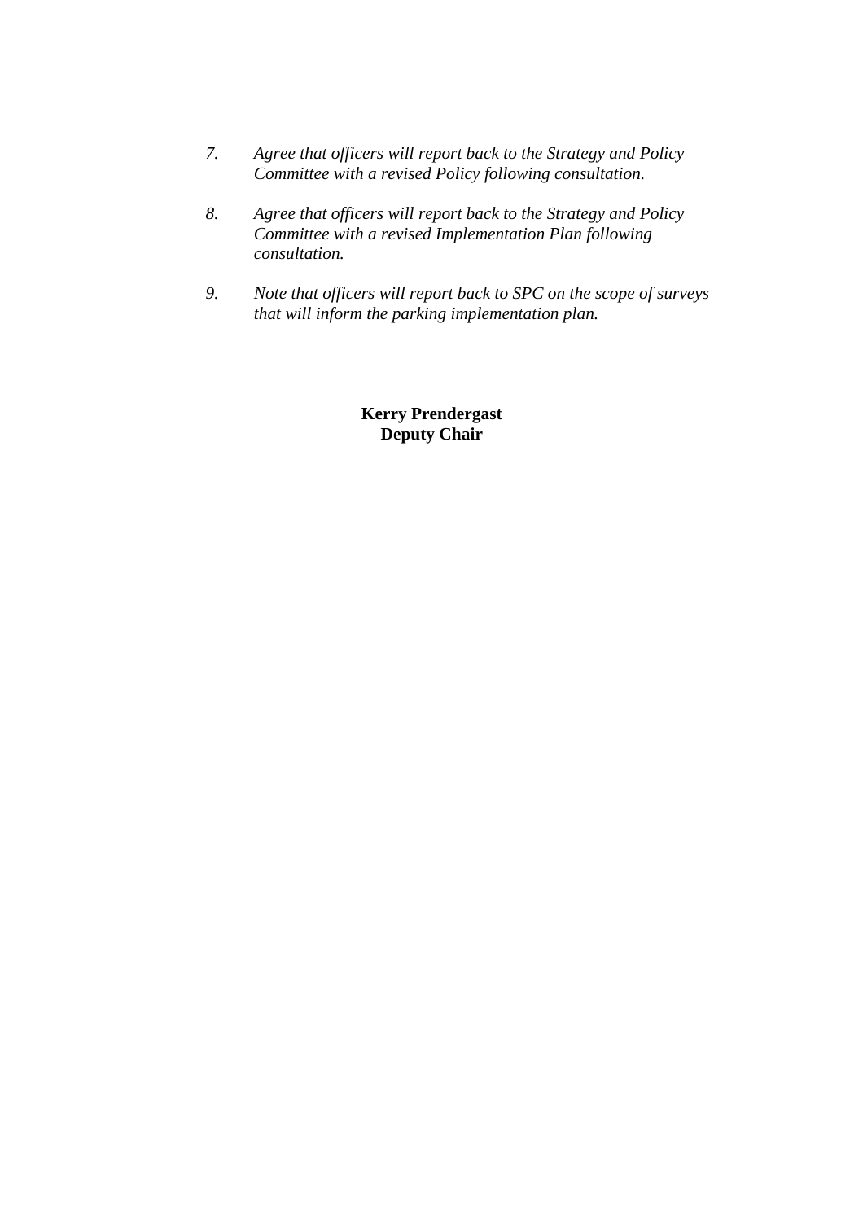7. *Agree that officers will report back to the Strategy and Policy Committee with a revised Policy following consultation.*

8. *Agree that officers will report back to the Strategy and Policy Committee with a revised Implementation Plan following consultation.*

9. *Note that officers will report back to SPC on the scope of surveys that will inform the parking implementation plan.*

**Kerry Prendergast**
**Deputy Chair**